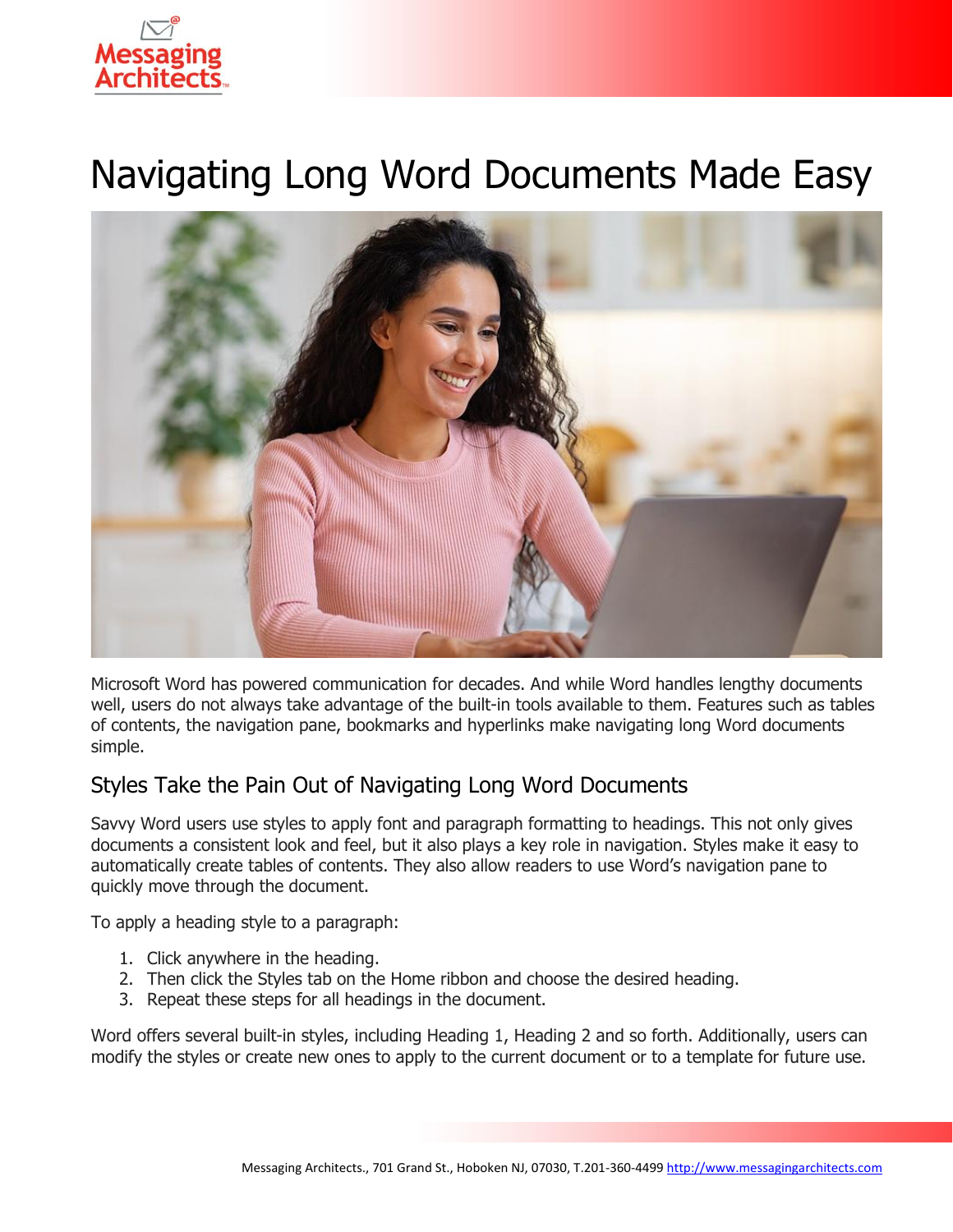# Navigating Long Word Documents Made Easy

Microsoft Word has powered communication for decades. And while Word handles lengthy documents well, users do not always take advantage of the built-in tools available to them. Features such as tables of contents, the navigation pane, bookmarks and hyperlinks make navigating long Word documents simple.

## Styles Take the Pain Out of Navigating Long Word Documents

Savvy Word users use styles to apply font and paragraph formatting to headings. This not only gives documents a consistent look and feel, but it also plays a key role in navigation. Styles make it easy to automatically create tables of contents. They also allow readers to use Word's navigation pane to quickly move through the document.

To apply a heading style to a paragraph:

1. Click anywhere in the heading.
2. Then click the Styles tab on the Home ribbon and choose the desired heading.
3. Repeat these steps for all headings in the document.

Word offers several built-in styles, including Heading 1, Heading 2 and so forth. Additionally, users can modify the styles or create new ones to apply to the current document or to a template for future use.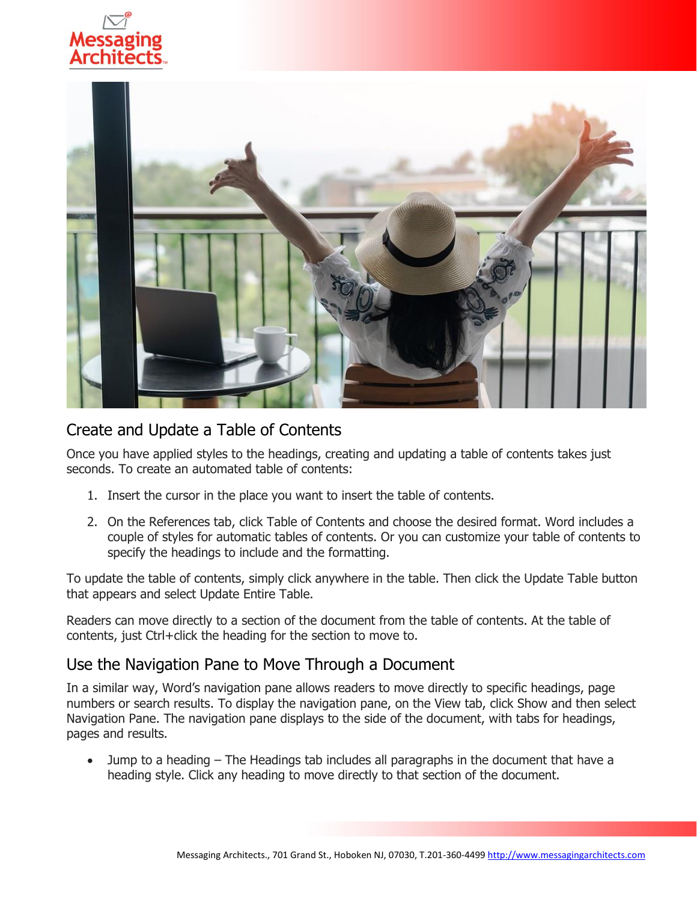## Create and Update a Table of Contents

Once you have applied styles to the headings, creating and updating a table of contents takes just seconds. To create an automated table of contents:

1. Insert the cursor in the place you want to insert the table of contents.
2. On the References tab, click Table of Contents and choose the desired format. Word includes a couple of styles for automatic tables of contents. Or you can customize your table of contents to specify the headings to include and the formatting.

To update the table of contents, simply click anywhere in the table. Then click the Update Table button that appears and select Update Entire Table.

Readers can move directly to a section of the document from the table of contents. At the table of contents, just Ctrl+click the heading for the section to move to.

## Use the Navigation Pane to Move Through a Document

In a similar way, Word's navigation pane allows readers to move directly to specific headings, page numbers or search results. To display the navigation pane, on the View tab, click Show and then select Navigation Pane. The navigation pane displays to the side of the document, with tabs for headings, pages and results.

- Jump to a heading – The Headings tab includes all paragraphs in the document that have a heading style. Click any heading to move directly to that section of the document.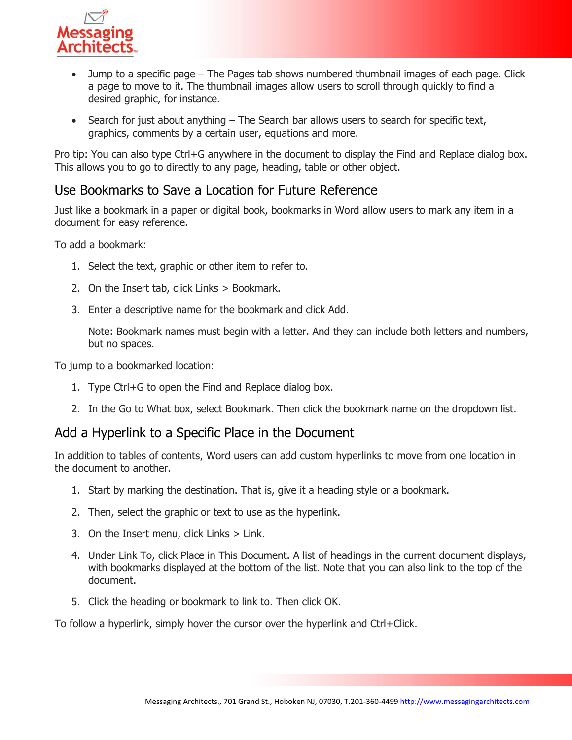- Jump to a specific page – The Pages tab shows numbered thumbnail images of each page. Click a page to move to it. The thumbnail images allow users to scroll through quickly to find a desired graphic, for instance.

- Search for just about anything – The Search bar allows users to search for specific text, graphics, comments by a certain user, equations and more.

Pro tip: You can also type Ctrl+G anywhere in the document to display the Find and Replace dialog box. This allows you to go to directly to any page, heading, table or other object.

## Use Bookmarks to Save a Location for Future Reference

Just like a bookmark in a paper or digital book, bookmarks in Word allow users to mark any item in a document for easy reference.

To add a bookmark:

1. Select the text, graphic or other item to refer to.

2. On the Insert tab, click Links > Bookmark.

3. Enter a descriptive name for the bookmark and click Add.

   Note: Bookmark names must begin with a letter. And they can include both letters and numbers, but no spaces.

To jump to a bookmarked location:

1. Type Ctrl+G to open the Find and Replace dialog box.

2. In the Go to What box, select Bookmark. Then click the bookmark name on the dropdown list.

## Add a Hyperlink to a Specific Place in the Document

In addition to tables of contents, Word users can add custom hyperlinks to move from one location in the document to another.

1. Start by marking the destination. That is, give it a heading style or a bookmark.

2. Then, select the graphic or text to use as the hyperlink.

3. On the Insert menu, click Links > Link.

4. Under Link To, click Place in This Document. A list of headings in the current document displays, with bookmarks displayed at the bottom of the list. Note that you can also link to the top of the document.

5. Click the heading or bookmark to link to. Then click OK.

To follow a hyperlink, simply hover the cursor over the hyperlink and Ctrl+Click.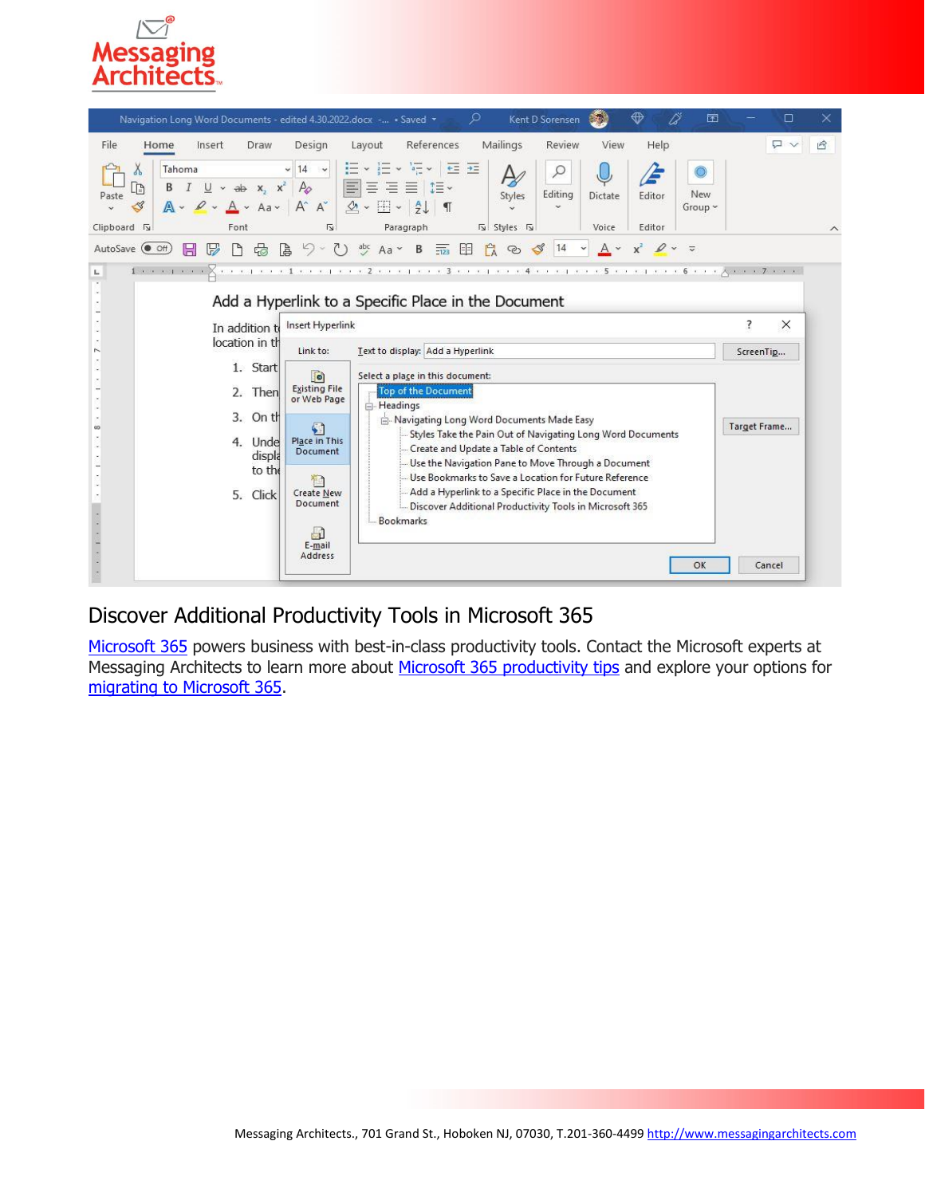## Discover Additional Productivity Tools in Microsoft 365

Microsoft 365 powers business with best-in-class productivity tools. Contact the Microsoft experts at Messaging Architects to learn more about Microsoft 365 productivity tips and explore your options for migrating to Microsoft 365.